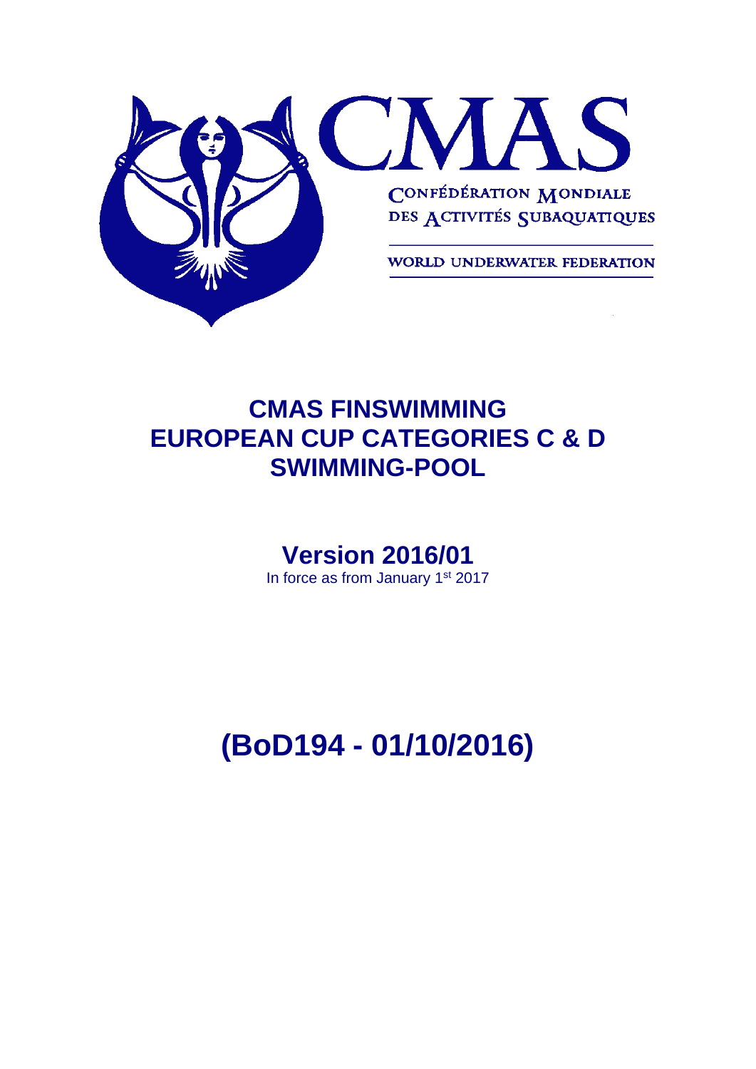CMAS

CONFÉDÉRATION MONDIALE DES ACTIVITÉS SUBAQUATIQUES

WORLD UNDERWATER FEDERATION

# CMAS FINSWIMMING EUROPEAN CUP CATEGORIES C & D SWIMMING-POOL

## Version 2016/01

In force as from January 1st 2017

# (BoD194 - 01/10/2016)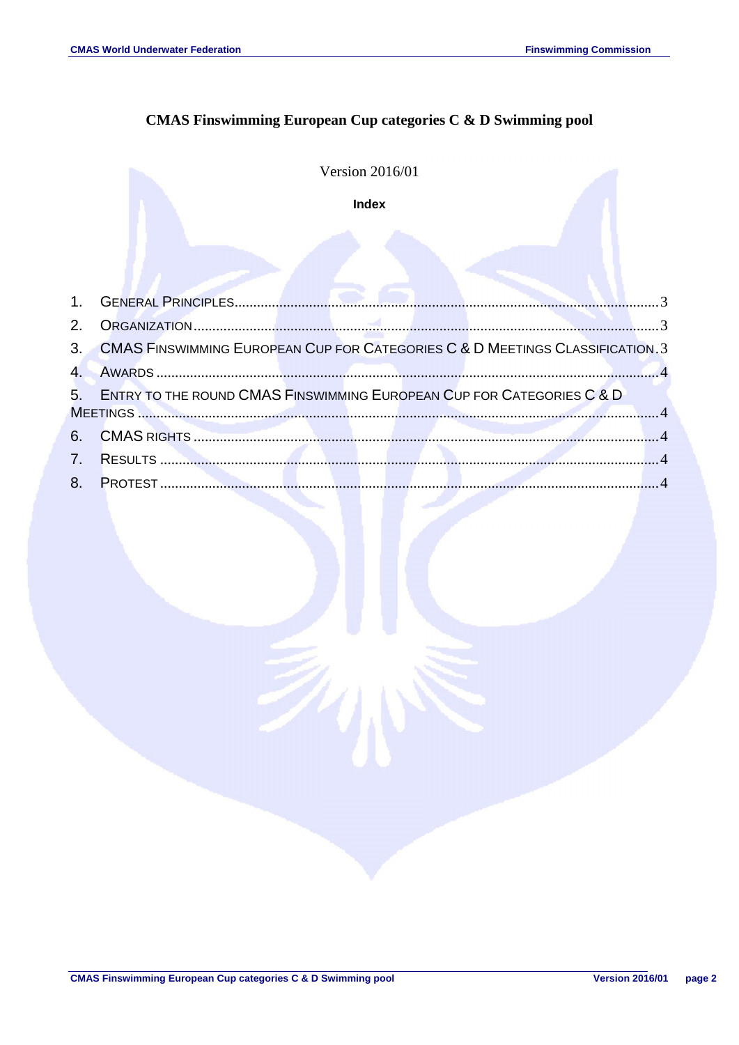# CMAS Finswimming European Cup categories C & D Swimming pool

Version 2016/01

**Index**

1. General Principles ... 3
2. Organization ... 3
3. CMAS Finswimming European Cup for Categories C & D Meetings Classification ... 3
4. Awards ... 4
5. Entry to the round CMAS Finswimming European Cup for Categories C & D Meetings ... 4
6. CMAS rights ... 4
7. Results ... 4
8. Protest ... 4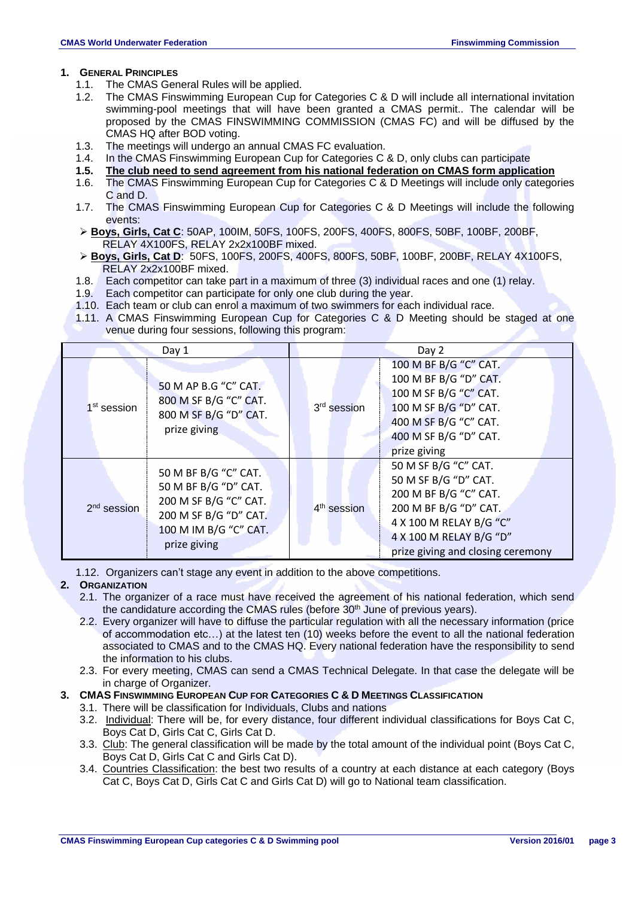## 1. General Principles

1.1. The CMAS General Rules will be applied.

1.2. The CMAS Finswimming European Cup for Categories C & D will include all international invitation swimming-pool meetings that will have been granted a CMAS permit.. The calendar will be proposed by the CMAS FINSWIMMING COMMISSION (CMAS FC) and will be diffused by the CMAS HQ after BOD voting.

1.3. The meetings will undergo an annual CMAS FC evaluation.

1.4. In the CMAS Finswimming European Cup for Categories C & D, only clubs can participate

**1.5. <u>The club need to send agreement from his national federation on CMAS form application</u>**

1.6. The CMAS Finswimming European Cup for Categories C & D Meetings will include only categories C and D.

1.7. The CMAS Finswimming European Cup for Categories C & D Meetings will include the following events:

- **<u>Boys, Girls, Cat C</u>**: 50AP, 100IM, 50FS, 100FS, 200FS, 400FS, 800FS, 50BF, 100BF, 200BF, RELAY 4X100FS, RELAY 2x2x100BF mixed.
- **<u>Boys, Girls, Cat D</u>**: 50FS, 100FS, 200FS, 400FS, 800FS, 50BF, 100BF, 200BF, RELAY 4X100FS, RELAY 2x2x100BF mixed.

1.8. Each competitor can take part in a maximum of three (3) individual races and one (1) relay.

1.9. Each competitor can participate for only one club during the year.

1.10. Each team or club can enrol a maximum of two swimmers for each individual race.

1.11. A CMAS Finswimming European Cup for Categories C & D Meeting should be staged at one venue during four sessions, following this program:

| Day 1 | | Day 2 | |
|---|---|---|---|
| 1st session | 50 M AP B.G "C" CAT.<br>800 M SF B/G "C" CAT.<br>800 M SF B/G "D" CAT.<br>prize giving | 3rd session | 100 M BF B/G "C" CAT.<br>100 M BF B/G "D" CAT.<br>100 M SF B/G "C" CAT.<br>100 M SF B/G "D" CAT.<br>400 M SF B/G "C" CAT.<br>400 M SF B/G "D" CAT.<br>prize giving |
| 2nd session | 50 M BF B/G "C" CAT.<br>50 M BF B/G "D" CAT.<br>200 M SF B/G "C" CAT.<br>200 M SF B/G "D" CAT.<br>100 M IM B/G "C" CAT.<br>prize giving | 4th session | 50 M SF B/G "C" CAT.<br>50 M SF B/G "D" CAT.<br>200 M BF B/G "C" CAT.<br>200 M BF B/G "D" CAT.<br>4 X 100 M RELAY B/G "C"<br>4 X 100 M RELAY B/G "D"<br>prize giving and closing ceremony |

1.12. Organizers can't stage any event in addition to the above competitions.

## 2. Organization

2.1. The organizer of a race must have received the agreement of his national federation, which send the candidature according the CMAS rules (before 30th June of previous years).

2.2. Every organizer will have to diffuse the particular regulation with all the necessary information (price of accommodation etc…) at the latest ten (10) weeks before the event to all the national federation associated to CMAS and to the CMAS HQ. Every national federation have the responsibility to send the information to his clubs.

2.3. For every meeting, CMAS can send a CMAS Technical Delegate. In that case the delegate will be in charge of Organizer.

## 3. CMAS Finswimming European Cup for Categories C & D Meetings Classification

3.1. There will be classification for Individuals, Clubs and nations

3.2. <u>Individual</u>: There will be, for every distance, four different individual classifications for Boys Cat C, Boys Cat D, Girls Cat C, Girls Cat D.

3.3. <u>Club</u>: The general classification will be made by the total amount of the individual point (Boys Cat C, Boys Cat D, Girls Cat C and Girls Cat D).

3.4. <u>Countries Classification</u>: the best two results of a country at each distance at each category (Boys Cat C, Boys Cat D, Girls Cat C and Girls Cat D) will go to National team classification.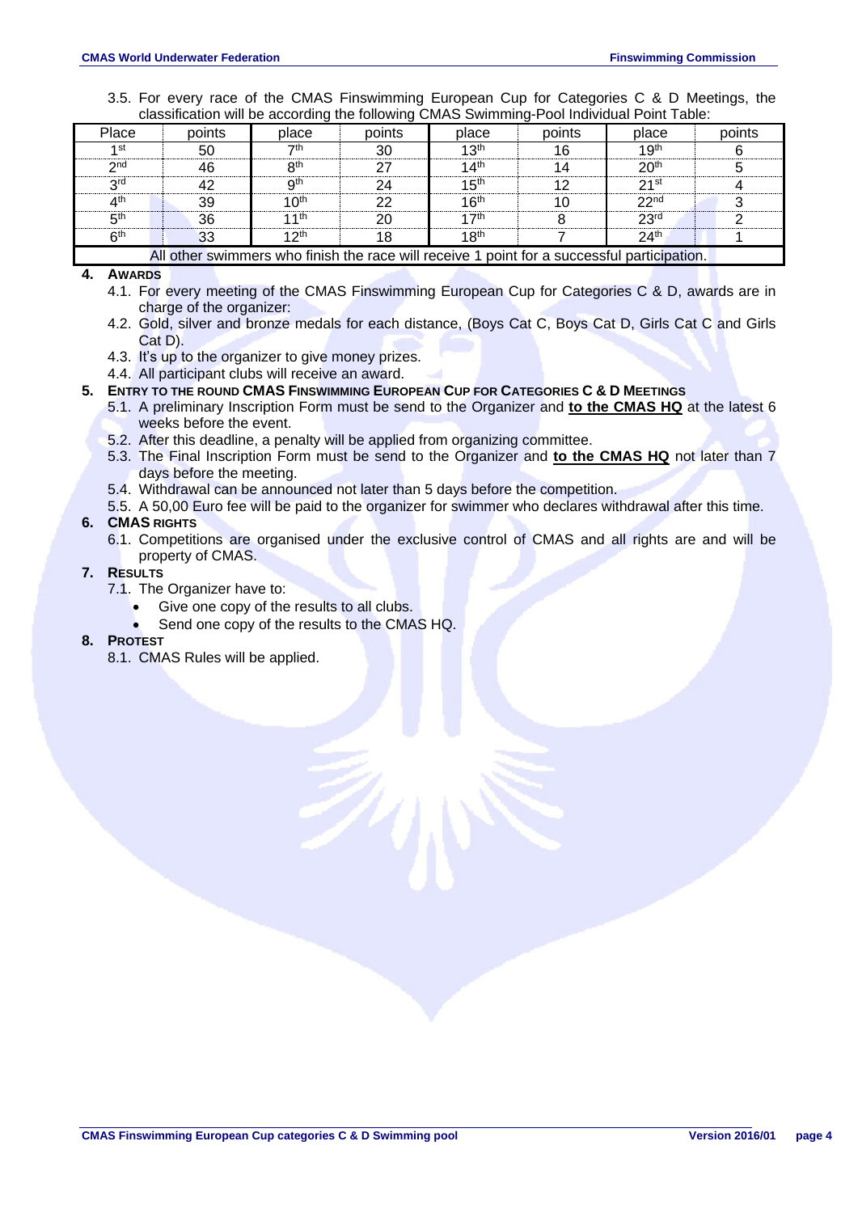3.5. For every race of the CMAS Finswimming European Cup for Categories C & D Meetings, the classification will be according the following CMAS Swimming-Pool Individual Point Table:

| Place | points | place | points | place | points | place | points |
|---|---|---|---|---|---|---|---|
| 1st | 50 | 7th | 30 | 13th | 16 | 19th | 6 |
| 2nd | 46 | 8th | 27 | 14th | 14 | 20th | 5 |
| 3rd | 42 | 9th | 24 | 15th | 12 | 21st | 4 |
| 4th | 39 | 10th | 22 | 16th | 10 | 22nd | 3 |
| 5th | 36 | 11th | 20 | 17th | 8 | 23rd | 2 |
| 6th | 33 | 12th | 18 | 18th | 7 | 24th | 1 |
| All other swimmers who finish the race will receive 1 point for a successful participation. | | | | | | | |

## 4. AWARDS

4.1. For every meeting of the CMAS Finswimming European Cup for Categories C & D, awards are in charge of the organizer:

4.2. Gold, silver and bronze medals for each distance, (Boys Cat C, Boys Cat D, Girls Cat C and Girls Cat D).

4.3. It's up to the organizer to give money prizes.

4.4. All participant clubs will receive an award.

## 5. ENTRY TO THE ROUND CMAS FINSWIMMING EUROPEAN CUP FOR CATEGORIES C & D MEETINGS

5.1. A preliminary Inscription Form must be send to the Organizer and **to the CMAS HQ** at the latest 6 weeks before the event.

5.2. After this deadline, a penalty will be applied from organizing committee.

5.3. The Final Inscription Form must be send to the Organizer and **to the CMAS HQ** not later than 7 days before the meeting.

5.4. Withdrawal can be announced not later than 5 days before the competition.

5.5. A 50,00 Euro fee will be paid to the organizer for swimmer who declares withdrawal after this time.

## 6. CMAS RIGHTS

6.1. Competitions are organised under the exclusive control of CMAS and all rights are and will be property of CMAS.

## 7. RESULTS

7.1. The Organizer have to:

- Give one copy of the results to all clubs.
- Send one copy of the results to the CMAS HQ.

## 8. PROTEST

8.1. CMAS Rules will be applied.